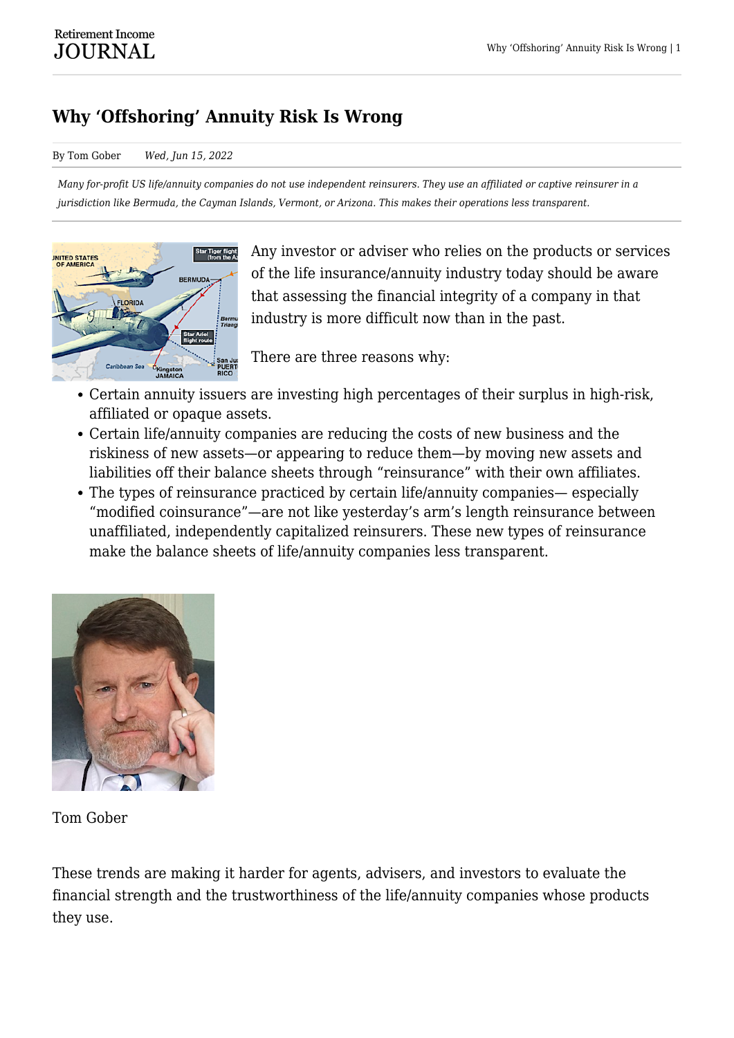# Why 'Offshoring' Annuity Risk Is Wrong

By Tom Gober    *Wed, Jun 15, 2022*

*Many for-profit US life/annuity companies do not use independent reinsurers. They use an affiliated or captive reinsurer in a jurisdiction like Bermuda, the Cayman Islands, Vermont, or Arizona. This makes their operations less transparent.*

Any investor or adviser who relies on the products or services of the life insurance/annuity industry today should be aware that assessing the financial integrity of a company in that industry is more difficult now than in the past.

There are three reasons why:

- Certain annuity issuers are investing high percentages of their surplus in high-risk, affiliated or opaque assets.
- Certain life/annuity companies are reducing the costs of new business and the riskiness of new assets—or appearing to reduce them—by moving new assets and liabilities off their balance sheets through "reinsurance" with their own affiliates.
- The types of reinsurance practiced by certain life/annuity companies— especially "modified coinsurance"—are not like yesterday's arm's length reinsurance between unaffiliated, independently capitalized reinsurers. These new types of reinsurance make the balance sheets of life/annuity companies less transparent.

Tom Gober

These trends are making it harder for agents, advisers, and investors to evaluate the financial strength and the trustworthiness of the life/annuity companies whose products they use.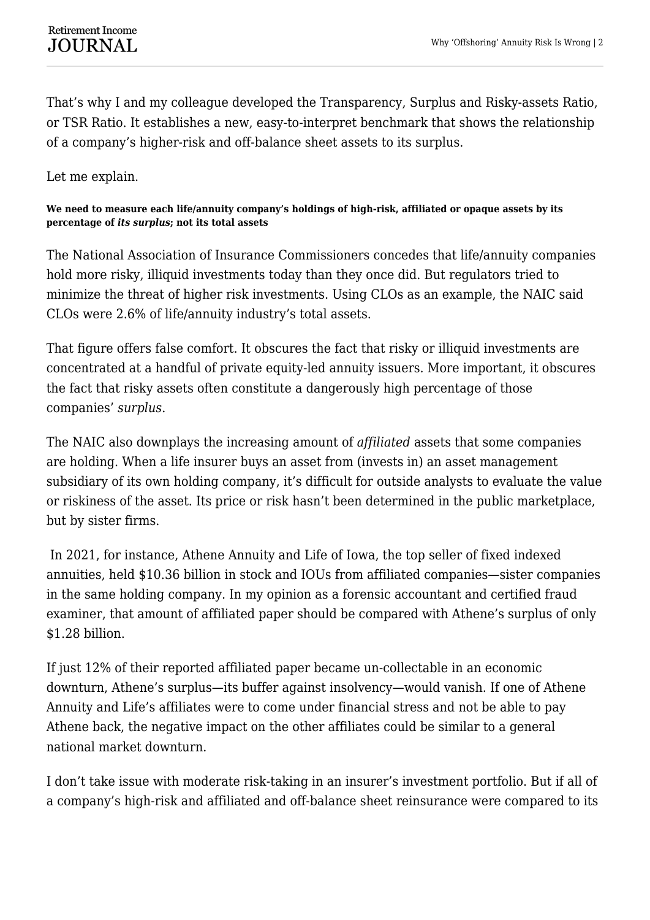That's why I and my colleague developed the Transparency, Surplus and Risky-assets Ratio, or TSR Ratio. It establishes a new, easy-to-interpret benchmark that shows the relationship of a company's higher-risk and off-balance sheet assets to its surplus.

Let me explain.

**We need to measure each life/annuity company's holdings of high-risk, affiliated or opaque assets by its percentage of *its surplus*; not its total assets**

The National Association of Insurance Commissioners concedes that life/annuity companies hold more risky, illiquid investments today than they once did. But regulators tried to minimize the threat of higher risk investments. Using CLOs as an example, the NAIC said CLOs were 2.6% of life/annuity industry's total assets.

That figure offers false comfort. It obscures the fact that risky or illiquid investments are concentrated at a handful of private equity-led annuity issuers. More important, it obscures the fact that risky assets often constitute a dangerously high percentage of those companies' *surplus*.

The NAIC also downplays the increasing amount of *affiliated* assets that some companies are holding. When a life insurer buys an asset from (invests in) an asset management subsidiary of its own holding company, it's difficult for outside analysts to evaluate the value or riskiness of the asset. Its price or risk hasn't been determined in the public marketplace, but by sister firms.

In 2021, for instance, Athene Annuity and Life of Iowa, the top seller of fixed indexed annuities, held $10.36 billion in stock and IOUs from affiliated companies—sister companies in the same holding company. In my opinion as a forensic accountant and certified fraud examiner, that amount of affiliated paper should be compared with Athene's surplus of only $1.28 billion.

If just 12% of their reported affiliated paper became un-collectable in an economic downturn, Athene's surplus—its buffer against insolvency—would vanish. If one of Athene Annuity and Life's affiliates were to come under financial stress and not be able to pay Athene back, the negative impact on the other affiliates could be similar to a general national market downturn.

I don't take issue with moderate risk-taking in an insurer's investment portfolio. But if all of a company's high-risk and affiliated and off-balance sheet reinsurance were compared to its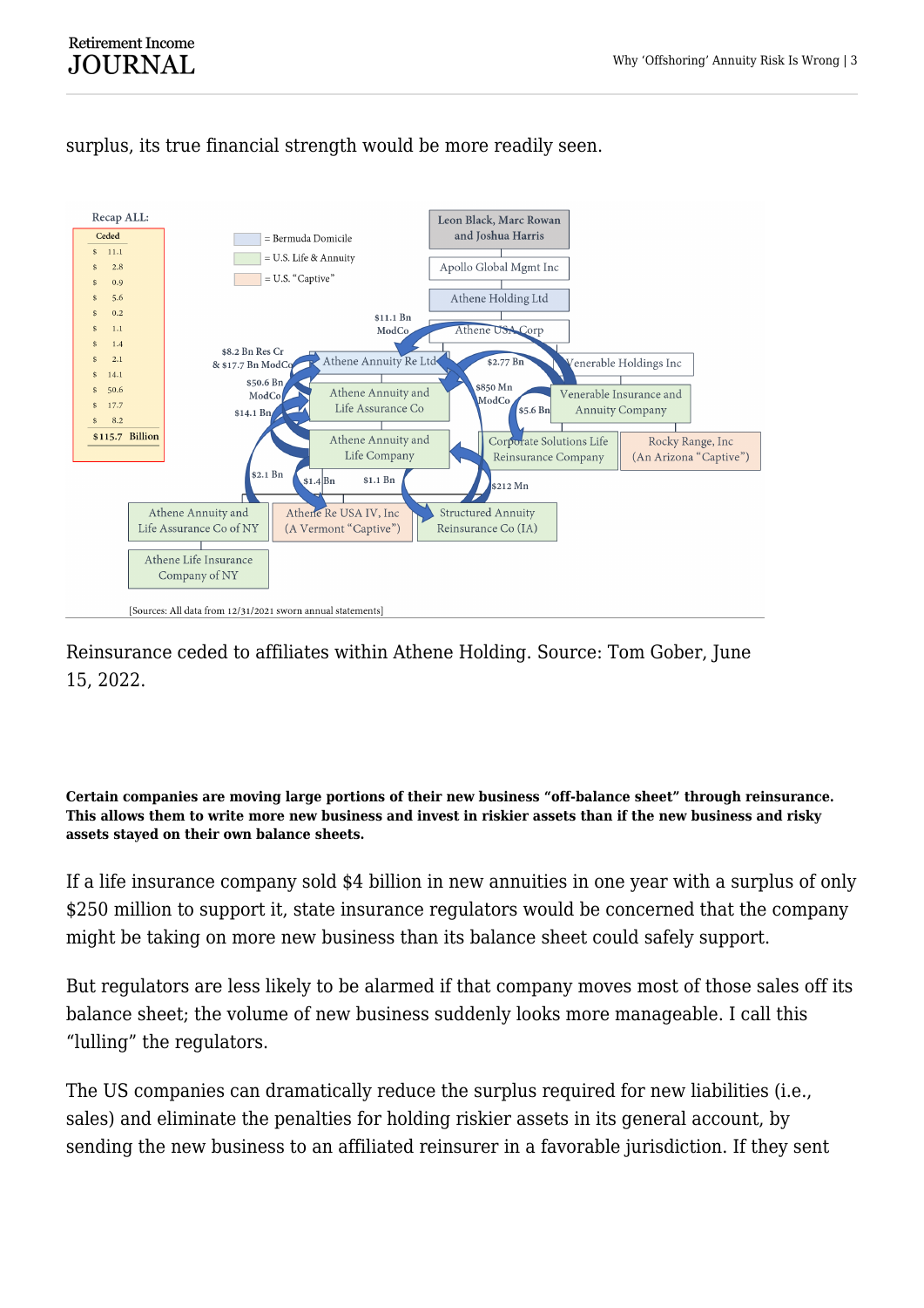surplus, its true financial strength would be more readily seen.

Reinsurance ceded to affiliates within Athene Holding. Source: Tom Gober, June 15, 2022.

**Certain companies are moving large portions of their new business "off-balance sheet" through reinsurance. This allows them to write more new business and invest in riskier assets than if the new business and risky assets stayed on their own balance sheets.**

If a life insurance company sold $4 billion in new annuities in one year with a surplus of only $250 million to support it, state insurance regulators would be concerned that the company might be taking on more new business than its balance sheet could safely support.

But regulators are less likely to be alarmed if that company moves most of those sales off its balance sheet; the volume of new business suddenly looks more manageable. I call this "lulling" the regulators.

The US companies can dramatically reduce the surplus required for new liabilities (i.e., sales) and eliminate the penalties for holding riskier assets in its general account, by sending the new business to an affiliated reinsurer in a favorable jurisdiction. If they sent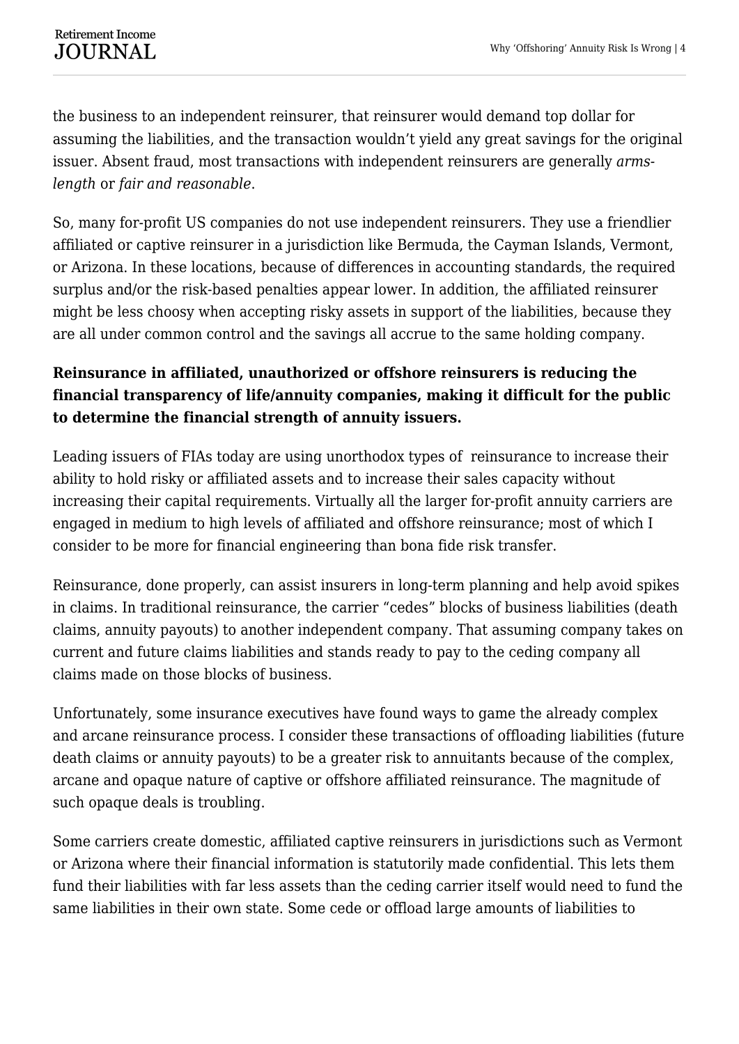the business to an independent reinsurer, that reinsurer would demand top dollar for assuming the liabilities, and the transaction wouldn't yield any great savings for the original issuer. Absent fraud, most transactions with independent reinsurers are generally *arms-length* or *fair and reasonable*.

So, many for-profit US companies do not use independent reinsurers. They use a friendlier affiliated or captive reinsurer in a jurisdiction like Bermuda, the Cayman Islands, Vermont, or Arizona. In these locations, because of differences in accounting standards, the required surplus and/or the risk-based penalties appear lower. In addition, the affiliated reinsurer might be less choosy when accepting risky assets in support of the liabilities, because they are all under common control and the savings all accrue to the same holding company.

**Reinsurance in affiliated, unauthorized or offshore reinsurers is reducing the financial transparency of life/annuity companies, making it difficult for the public to determine the financial strength of annuity issuers.**

Leading issuers of FIAs today are using unorthodox types of reinsurance to increase their ability to hold risky or affiliated assets and to increase their sales capacity without increasing their capital requirements. Virtually all the larger for-profit annuity carriers are engaged in medium to high levels of affiliated and offshore reinsurance; most of which I consider to be more for financial engineering than bona fide risk transfer.

Reinsurance, done properly, can assist insurers in long-term planning and help avoid spikes in claims. In traditional reinsurance, the carrier "cedes" blocks of business liabilities (death claims, annuity payouts) to another independent company. That assuming company takes on current and future claims liabilities and stands ready to pay to the ceding company all claims made on those blocks of business.

Unfortunately, some insurance executives have found ways to game the already complex and arcane reinsurance process. I consider these transactions of offloading liabilities (future death claims or annuity payouts) to be a greater risk to annuitants because of the complex, arcane and opaque nature of captive or offshore affiliated reinsurance. The magnitude of such opaque deals is troubling.

Some carriers create domestic, affiliated captive reinsurers in jurisdictions such as Vermont or Arizona where their financial information is statutorily made confidential. This lets them fund their liabilities with far less assets than the ceding carrier itself would need to fund the same liabilities in their own state. Some cede or offload large amounts of liabilities to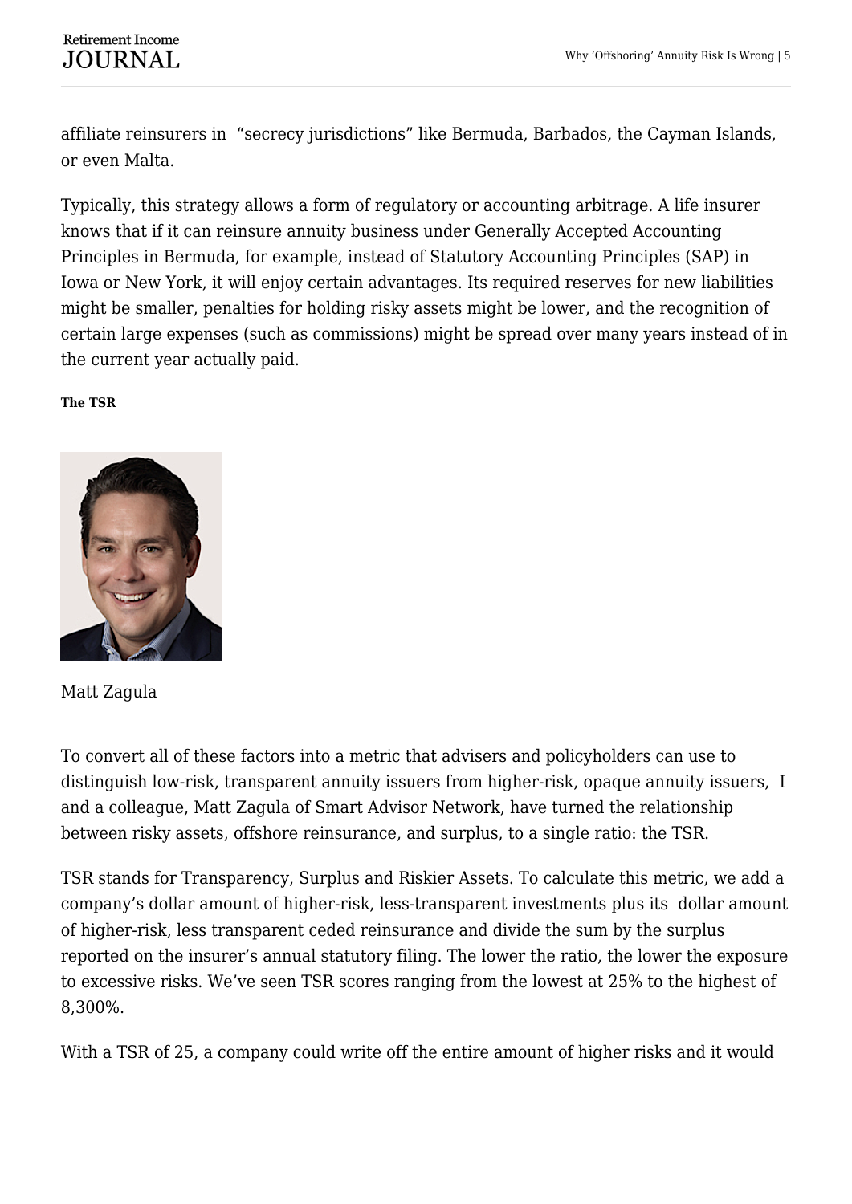affiliate reinsurers in "secrecy jurisdictions" like Bermuda, Barbados, the Cayman Islands, or even Malta.

Typically, this strategy allows a form of regulatory or accounting arbitrage. A life insurer knows that if it can reinsure annuity business under Generally Accepted Accounting Principles in Bermuda, for example, instead of Statutory Accounting Principles (SAP) in Iowa or New York, it will enjoy certain advantages. Its required reserves for new liabilities might be smaller, penalties for holding risky assets might be lower, and the recognition of certain large expenses (such as commissions) might be spread over many years instead of in the current year actually paid.

**The TSR**

Matt Zagula

To convert all of these factors into a metric that advisers and policyholders can use to distinguish low-risk, transparent annuity issuers from higher-risk, opaque annuity issuers, I and a colleague, Matt Zagula of Smart Advisor Network, have turned the relationship between risky assets, offshore reinsurance, and surplus, to a single ratio: the TSR.

TSR stands for Transparency, Surplus and Riskier Assets. To calculate this metric, we add a company's dollar amount of higher-risk, less-transparent investments plus its dollar amount of higher-risk, less transparent ceded reinsurance and divide the sum by the surplus reported on the insurer's annual statutory filing. The lower the ratio, the lower the exposure to excessive risks. We've seen TSR scores ranging from the lowest at 25% to the highest of 8,300%.

With a TSR of 25, a company could write off the entire amount of higher risks and it would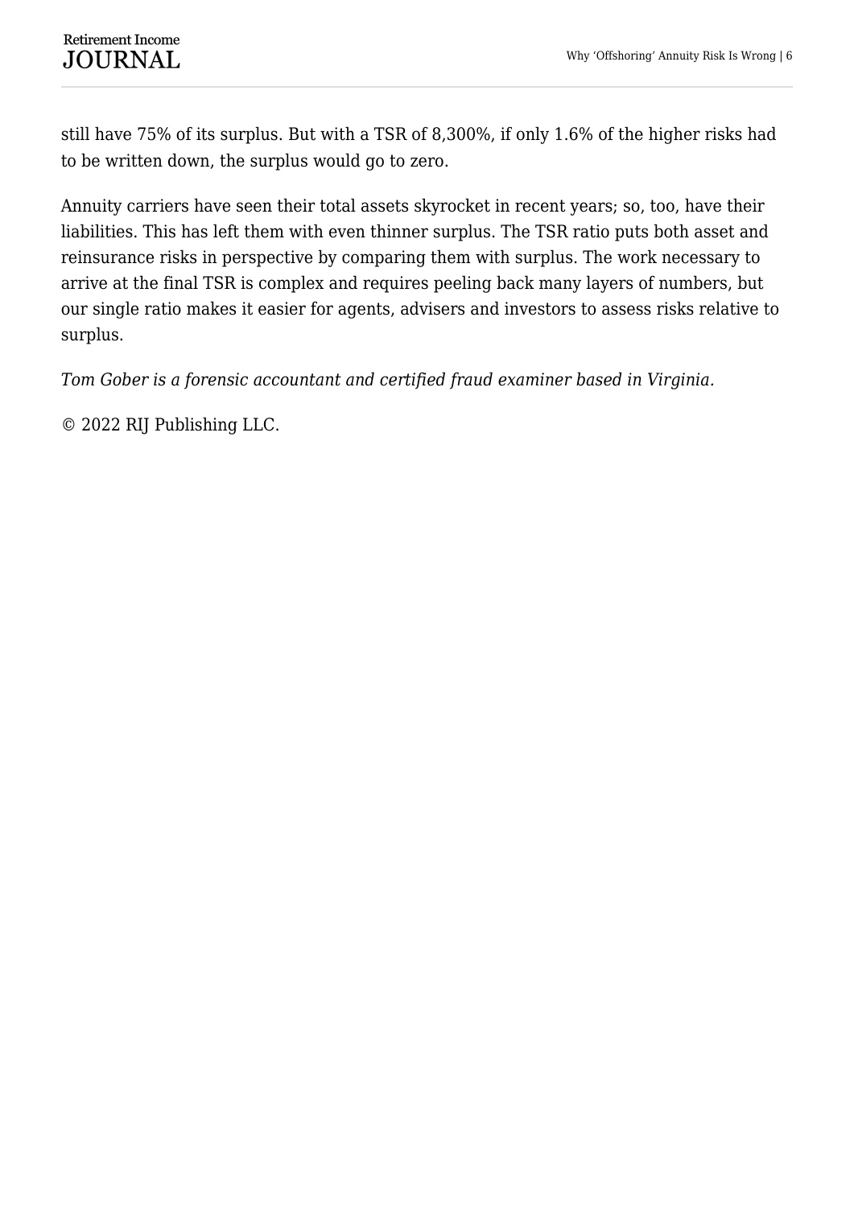still have 75% of its surplus. But with a TSR of 8,300%, if only 1.6% of the higher risks had to be written down, the surplus would go to zero.

Annuity carriers have seen their total assets skyrocket in recent years; so, too, have their liabilities. This has left them with even thinner surplus. The TSR ratio puts both asset and reinsurance risks in perspective by comparing them with surplus. The work necessary to arrive at the final TSR is complex and requires peeling back many layers of numbers, but our single ratio makes it easier for agents, advisers and investors to assess risks relative to surplus.

*Tom Gober is a forensic accountant and certified fraud examiner based in Virginia.*

© 2022 RIJ Publishing LLC.